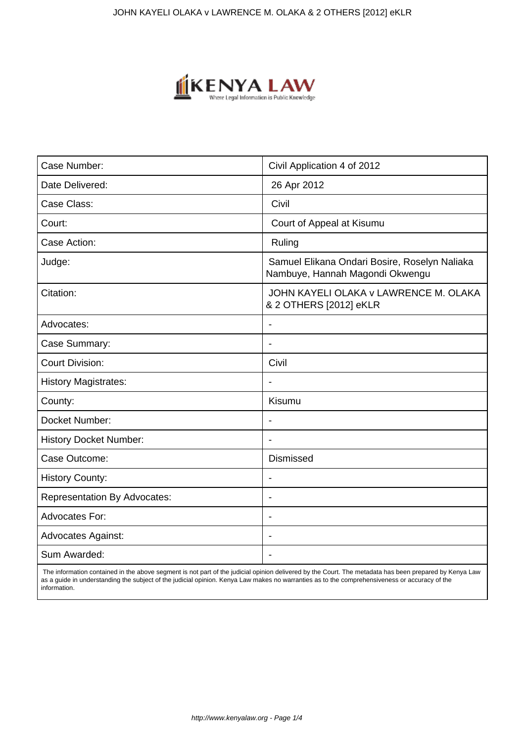| Case Number: | Civil Application 4 of 2012 |
|---|---|
| Date Delivered: | 26 Apr 2012 |
| Case Class: | Civil |
| Court: | Court of Appeal at Kisumu |
| Case Action: | Ruling |
| Judge: | Samuel Elikana Ondari Bosire, Roselyn Naliaka Nambuye, Hannah Magondi Okwengu |
| Citation: | JOHN KAYELI OLAKA v LAWRENCE M. OLAKA & 2 OTHERS [2012] eKLR |
| Advocates: | - |
| Case Summary: | - |
| Court Division: | Civil |
| History Magistrates: | - |
| County: | Kisumu |
| Docket Number: | - |
| History Docket Number: | - |
| Case Outcome: | Dismissed |
| History County: | - |
| Representation By Advocates: | - |
| Advocates For: | - |
| Advocates Against: | - |
| Sum Awarded: | - |

The information contained in the above segment is not part of the judicial opinion delivered by the Court. The metadata has been prepared by Kenya Law as a guide in understanding the subject of the judicial opinion. Kenya Law makes no warranties as to the comprehensiveness or accuracy of the information.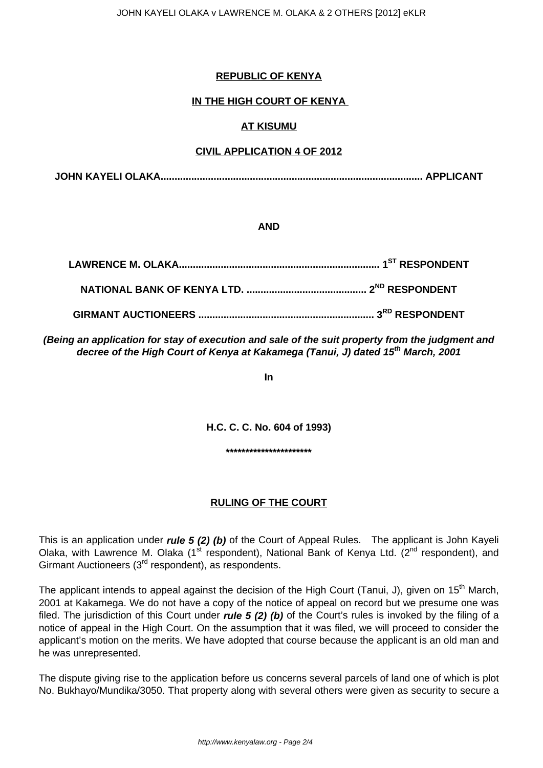**REPUBLIC OF KENYA**

**IN THE HIGH COURT OF KENYA**

**AT KISUMU**

**CIVIL APPLICATION 4 OF 2012**

**JOHN KAYELI OLAKA............................................................................................ APPLICANT**

**AND**

**LAWRENCE M. OLAKA....................................................................... 1ST RESPONDENT**

**NATIONAL BANK OF KENYA LTD. ........................................... 2ND RESPONDENT**

**GIRMANT AUCTIONEERS .............................................................. 3RD RESPONDENT**

***(Being an application for stay of execution and sale of the suit property from the judgment and decree of the High Court of Kenya at Kakamega (Tanui, J) dated 15th March, 2001***

**In**

**H.C. C. C. No. 604 of 1993)**

**\*\*\*\*\*\*\*\*\*\*\*\*\*\*\*\*\*\*\*\*\*\***

**RULING OF THE COURT**

This is an application under ***rule 5 (2) (b)*** of the Court of Appeal Rules. The applicant is John Kayeli Olaka, with Lawrence M. Olaka (1st respondent), National Bank of Kenya Ltd. (2nd respondent), and Girmant Auctioneers (3rd respondent), as respondents.

The applicant intends to appeal against the decision of the High Court (Tanui, J), given on 15th March, 2001 at Kakamega. We do not have a copy of the notice of appeal on record but we presume one was filed. The jurisdiction of this Court under ***rule 5 (2) (b)*** of the Court's rules is invoked by the filing of a notice of appeal in the High Court. On the assumption that it was filed, we will proceed to consider the applicant's motion on the merits. We have adopted that course because the applicant is an old man and he was unrepresented.

The dispute giving rise to the application before us concerns several parcels of land one of which is plot No. Bukhayo/Mundika/3050. That property along with several others were given as security to secure a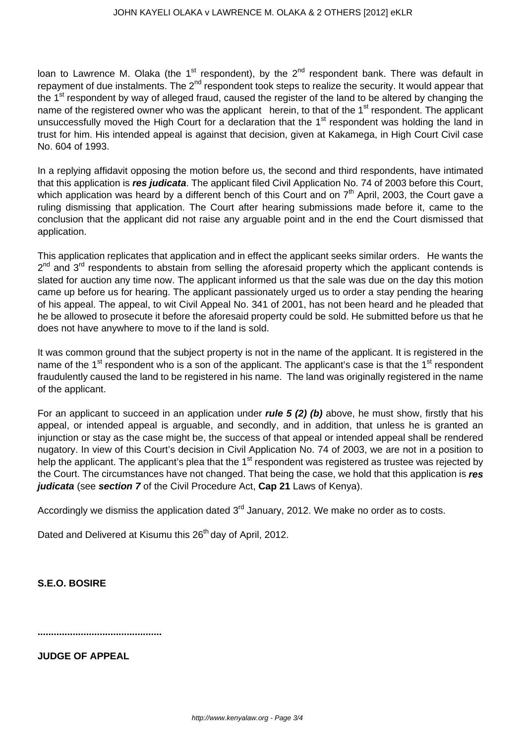loan to Lawrence M. Olaka (the 1st respondent), by the 2nd respondent bank. There was default in repayment of due instalments. The 2nd respondent took steps to realize the security. It would appear that the 1st respondent by way of alleged fraud, caused the register of the land to be altered by changing the name of the registered owner who was the applicant herein, to that of the 1st respondent. The applicant unsuccessfully moved the High Court for a declaration that the 1st respondent was holding the land in trust for him. His intended appeal is against that decision, given at Kakamega, in High Court Civil case No. 604 of 1993.

In a replying affidavit opposing the motion before us, the second and third respondents, have intimated that this application is ***res judicata***. The applicant filed Civil Application No. 74 of 2003 before this Court, which application was heard by a different bench of this Court and on 7th April, 2003, the Court gave a ruling dismissing that application. The Court after hearing submissions made before it, came to the conclusion that the applicant did not raise any arguable point and in the end the Court dismissed that application.

This application replicates that application and in effect the applicant seeks similar orders. He wants the 2nd and 3rd respondents to abstain from selling the aforesaid property which the applicant contends is slated for auction any time now. The applicant informed us that the sale was due on the day this motion came up before us for hearing. The applicant passionately urged us to order a stay pending the hearing of his appeal. The appeal, to wit Civil Appeal No. 341 of 2001, has not been heard and he pleaded that he be allowed to prosecute it before the aforesaid property could be sold. He submitted before us that he does not have anywhere to move to if the land is sold.

It was common ground that the subject property is not in the name of the applicant. It is registered in the name of the 1st respondent who is a son of the applicant. The applicant's case is that the 1st respondent fraudulently caused the land to be registered in his name. The land was originally registered in the name of the applicant.

For an applicant to succeed in an application under ***rule 5 (2) (b)*** above, he must show, firstly that his appeal, or intended appeal is arguable, and secondly, and in addition, that unless he is granted an injunction or stay as the case might be, the success of that appeal or intended appeal shall be rendered nugatory. In view of this Court's decision in Civil Application No. 74 of 2003, we are not in a position to help the applicant. The applicant's plea that the 1st respondent was registered as trustee was rejected by the Court. The circumstances have not changed. That being the case, we hold that this application is ***res judicata*** (see ***section 7*** of the Civil Procedure Act, **Cap 21** Laws of Kenya).

Accordingly we dismiss the application dated 3rd January, 2012. We make no order as to costs.

Dated and Delivered at Kisumu this 26th day of April, 2012.

**S.E.O. BOSIRE**

**.............................................**

**JUDGE OF APPEAL**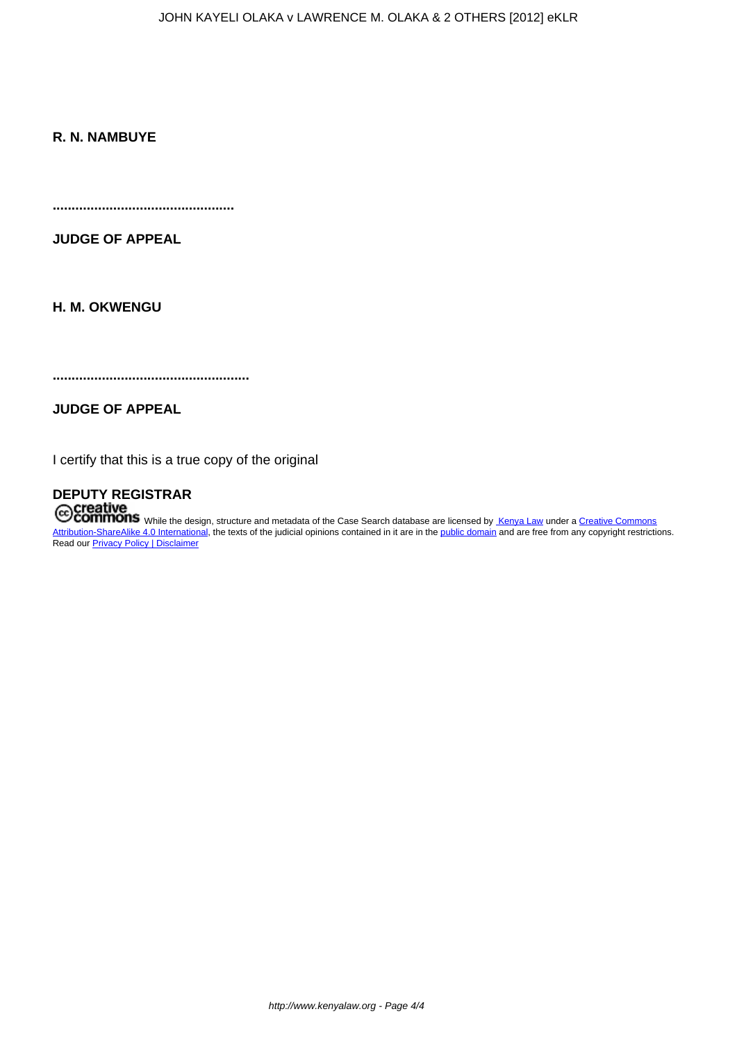**R. N. NAMBUYE**

**................................................**

**JUDGE OF APPEAL**

**H. M. OKWENGU**

**....................................................**

**JUDGE OF APPEAL**

I certify that this is a true copy of the original

**DEPUTY REGISTRAR**

While the design, structure and metadata of the Case Search database are licensed by Kenya Law under a Creative Commons Attribution-ShareAlike 4.0 International, the texts of the judicial opinions contained in it are in the public domain and are free from any copyright restrictions. Read our Privacy Policy | Disclaimer